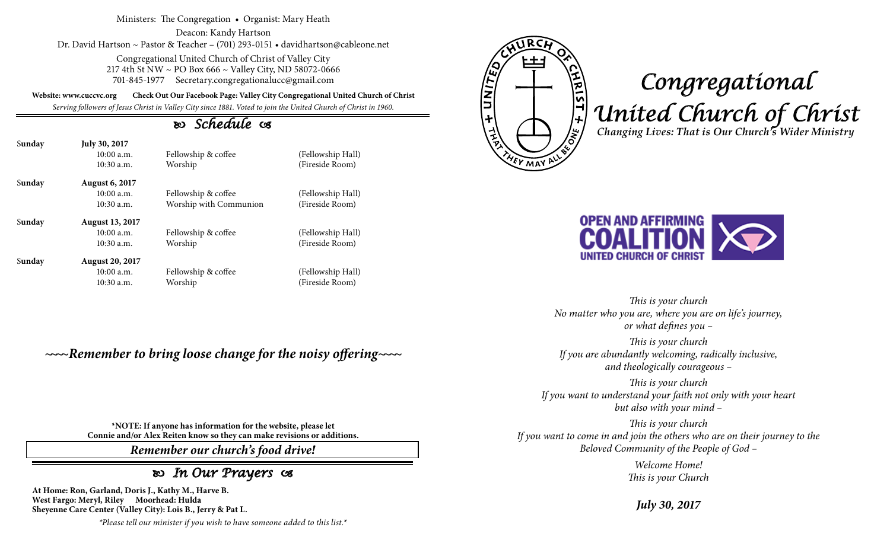Ministers: The Congregation • Organist: Mary Heath

Deacon: Kandy Hartson

Dr. David Hartson ~ Pastor & Teacher – (701) 293-0151 • davidhartson@cableone.net

Congregational United Church of Christ of Valley City
217 4th St NW ~ PO Box 666 ~ Valley City, ND 58072-0666
701-845-1977 Secretary.congregationalucc@gmail.com

**Website: www.cuccvc.org** **Check Out Our Facebook Page: Valley City Congregational United Church of Christ**

*Serving followers of Jesus Christ in Valley City since 1881. Voted to join the United Church of Christ in 1960.*

## Schedule

| Sunday | July 30, 2017 | | |
|---|---|---|---|
| | 10:00 a.m. | Fellowship & coffee | (Fellowship Hall) |
| | 10:30 a.m. | Worship | (Fireside Room) |
| Sunday | August 6, 2017 | | |
| | 10:00 a.m. | Fellowship & coffee | (Fellowship Hall) |
| | 10:30 a.m. | Worship with Communion | (Fireside Room) |
| Sunday | August 13, 2017 | | |
| | 10:00 a.m. | Fellowship & coffee | (Fellowship Hall) |
| | 10:30 a.m. | Worship | (Fireside Room) |
| Sunday | August 20, 2017 | | |
| | 10:00 a.m. | Fellowship & coffee | (Fellowship Hall) |
| | 10:30 a.m. | Worship | (Fireside Room) |

***~~~~Remember to bring loose change for the noisy offering~~~~***

**\*NOTE: If anyone has information for the website, please let Connie and/or Alex Reiten know so they can make revisions or additions.**

***Remember our church's food drive!***

## In Our Prayers

**At Home: Ron, Garland, Doris J., Kathy M., Harve B.**
**West Fargo: Meryl, Riley Moorhead: Hulda**
**Sheyenne Care Center (Valley City): Lois B., Jerry & Pat L.**

*\*Please tell our minister if you wish to have someone added to this list.\**

# Congregational United Church of Christ

***Changing Lives: That is Our Church's Wider Ministry***

OPEN AND AFFIRMING COALITION UNITED CHURCH OF CHRIST

*This is your church*
*No matter who you are, where you are on life's journey,*
*or what defines you –*

*This is your church*
*If you are abundantly welcoming, radically inclusive,*
*and theologically courageous –*

*This is your church*
*If you want to understand your faith not only with your heart*
*but also with your mind –*

*This is your church*
*If you want to come in and join the others who are on their journey to the*
*Beloved Community of the People of God –*

*Welcome Home!*
*This is your Church*

***July 30, 2017***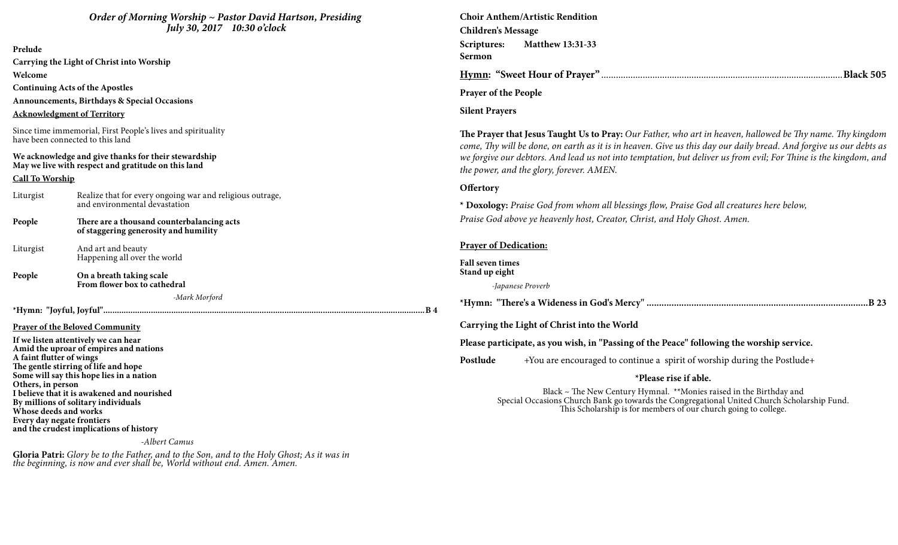## *Order of Morning Worship ~ Pastor David Hartson, Presiding*
### *July 30, 2017 10:30 o'clock*

**Prelude**

**Carrying the Light of Christ into Worship**

**Welcome**

**Continuing Acts of the Apostles**

**Announcements, Birthdays & Special Occasions**

**Acknowledgment of Territory**

Since time immemorial, First People's lives and spirituality
have been connected to this land

**We acknowledge and give thanks for their stewardship**
**May we live with respect and gratitude on this land**

**Call To Worship**

| | |
|---|---|
| Liturgist | Realize that for every ongoing war and religious outrage, and environmental devastation |
| **People** | **There are a thousand counterbalancing acts of staggering generosity and humility** |
| Liturgist | And art and beauty Happening all over the world |
| **People** | **On a breath taking scale From flower box to cathedral** |

*-Mark Morford*

**\*Hymn: "Joyful, Joyful"........................................B 4**

**Prayer of the Beloved Community**

**If we listen attentively we can hear**
**Amid the uproar of empires and nations**
**A faint flutter of wings**
**The gentle stirring of life and hope**
**Some will say this hope lies in a nation**
**Others, in person**
**I believe that it is awakened and nourished**
**By millions of solitary individuals**
**Whose deeds and works**
**Every day negate frontiers**
**and the crudest implications of history**

*-Albert Camus*

**Gloria Patri:** *Glory be to the Father, and to the Son, and to the Holy Ghost; As it was in the beginning, is now and ever shall be, World without end. Amen. Amen.*

**Choir Anthem/Artistic Rendition**

**Children's Message**

**Scriptures: Matthew 13:31-33**

**Sermon**

**Hymn: "Sweet Hour of Prayer"........................................Black 505**

**Prayer of the People**

**Silent Prayers**

**The Prayer that Jesus Taught Us to Pray:** *Our Father, who art in heaven, hallowed be Thy name. Thy kingdom come, Thy will be done, on earth as it is in heaven. Give us this day our daily bread. And forgive us our debts as we forgive our debtors. And lead us not into temptation, but deliver us from evil; For Thine is the kingdom, and the power, and the glory, forever. AMEN.*

**Offertory**

\* **Doxology:** *Praise God from whom all blessings flow, Praise God all creatures here below, Praise God above ye heavenly host, Creator, Christ, and Holy Ghost. Amen.*

**Prayer of Dedication:**

**Fall seven times**
**Stand up eight**

*-Japanese Proverb*

**\*Hymn: "There's a Wideness in God's Mercy"........................................B 23**

**Carrying the Light of Christ into the World**

**Please participate, as you wish, in "Passing of the Peace" following the worship service.**

**Postlude** +You are encouraged to continue a spirit of worship during the Postlude+

**\*Please rise if able.**

Black ~ The New Century Hymnal. \*\*Monies raised in the Birthday and Special Occasions Church Bank go towards the Congregational United Church Scholarship Fund. This Scholarship is for members of our church going to college.